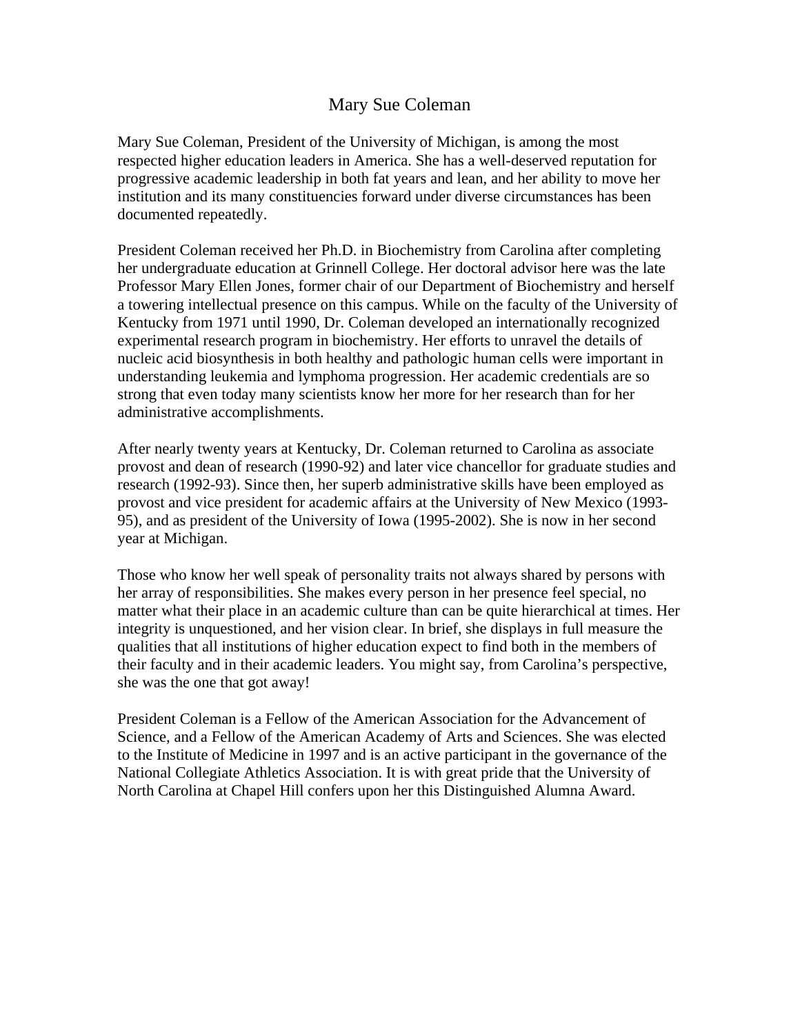# Mary Sue Coleman

Mary Sue Coleman, President of the University of Michigan, is among the most respected higher education leaders in America. She has a well-deserved reputation for progressive academic leadership in both fat years and lean, and her ability to move her institution and its many constituencies forward under diverse circumstances has been documented repeatedly.

President Coleman received her Ph.D. in Biochemistry from Carolina after completing her undergraduate education at Grinnell College. Her doctoral advisor here was the late Professor Mary Ellen Jones, former chair of our Department of Biochemistry and herself a towering intellectual presence on this campus. While on the faculty of the University of Kentucky from 1971 until 1990, Dr. Coleman developed an internationally recognized experimental research program in biochemistry. Her efforts to unravel the details of nucleic acid biosynthesis in both healthy and pathologic human cells were important in understanding leukemia and lymphoma progression. Her academic credentials are so strong that even today many scientists know her more for her research than for her administrative accomplishments.

After nearly twenty years at Kentucky, Dr. Coleman returned to Carolina as associate provost and dean of research (1990-92) and later vice chancellor for graduate studies and research (1992-93). Since then, her superb administrative skills have been employed as provost and vice president for academic affairs at the University of New Mexico (1993-95), and as president of the University of Iowa (1995-2002). She is now in her second year at Michigan.

Those who know her well speak of personality traits not always shared by persons with her array of responsibilities. She makes every person in her presence feel special, no matter what their place in an academic culture than can be quite hierarchical at times. Her integrity is unquestioned, and her vision clear. In brief, she displays in full measure the qualities that all institutions of higher education expect to find both in the members of their faculty and in their academic leaders. You might say, from Carolina's perspective, she was the one that got away!

President Coleman is a Fellow of the American Association for the Advancement of Science, and a Fellow of the American Academy of Arts and Sciences. She was elected to the Institute of Medicine in 1997 and is an active participant in the governance of the National Collegiate Athletics Association. It is with great pride that the University of North Carolina at Chapel Hill confers upon her this Distinguished Alumna Award.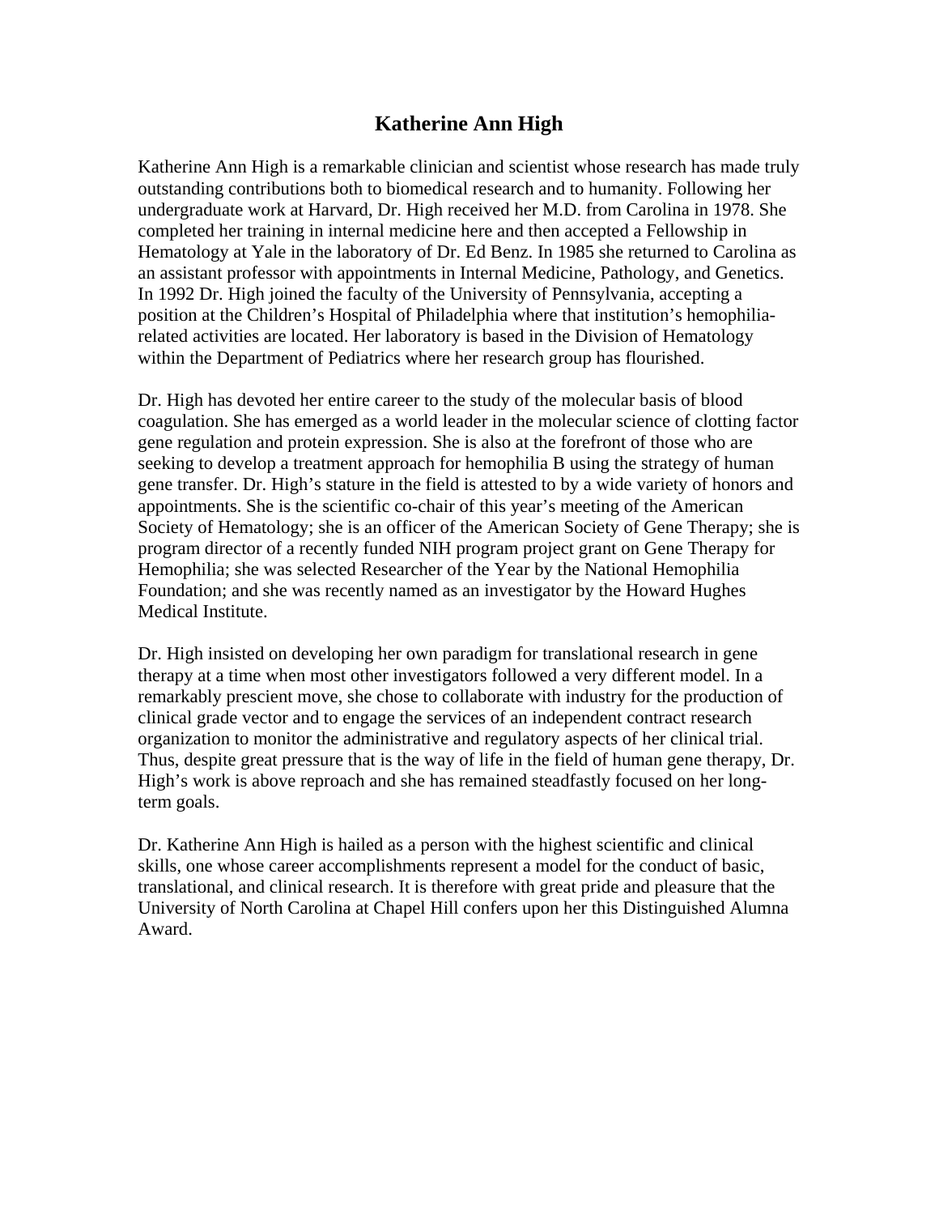# Katherine Ann High

Katherine Ann High is a remarkable clinician and scientist whose research has made truly outstanding contributions both to biomedical research and to humanity. Following her undergraduate work at Harvard, Dr. High received her M.D. from Carolina in 1978. She completed her training in internal medicine here and then accepted a Fellowship in Hematology at Yale in the laboratory of Dr. Ed Benz. In 1985 she returned to Carolina as an assistant professor with appointments in Internal Medicine, Pathology, and Genetics. In 1992 Dr. High joined the faculty of the University of Pennsylvania, accepting a position at the Children's Hospital of Philadelphia where that institution's hemophilia-related activities are located. Her laboratory is based in the Division of Hematology within the Department of Pediatrics where her research group has flourished.

Dr. High has devoted her entire career to the study of the molecular basis of blood coagulation. She has emerged as a world leader in the molecular science of clotting factor gene regulation and protein expression. She is also at the forefront of those who are seeking to develop a treatment approach for hemophilia B using the strategy of human gene transfer. Dr. High's stature in the field is attested to by a wide variety of honors and appointments. She is the scientific co-chair of this year's meeting of the American Society of Hematology; she is an officer of the American Society of Gene Therapy; she is program director of a recently funded NIH program project grant on Gene Therapy for Hemophilia; she was selected Researcher of the Year by the National Hemophilia Foundation; and she was recently named as an investigator by the Howard Hughes Medical Institute.

Dr. High insisted on developing her own paradigm for translational research in gene therapy at a time when most other investigators followed a very different model. In a remarkably prescient move, she chose to collaborate with industry for the production of clinical grade vector and to engage the services of an independent contract research organization to monitor the administrative and regulatory aspects of her clinical trial. Thus, despite great pressure that is the way of life in the field of human gene therapy, Dr. High's work is above reproach and she has remained steadfastly focused on her long-term goals.

Dr. Katherine Ann High is hailed as a person with the highest scientific and clinical skills, one whose career accomplishments represent a model for the conduct of basic, translational, and clinical research. It is therefore with great pride and pleasure that the University of North Carolina at Chapel Hill confers upon her this Distinguished Alumna Award.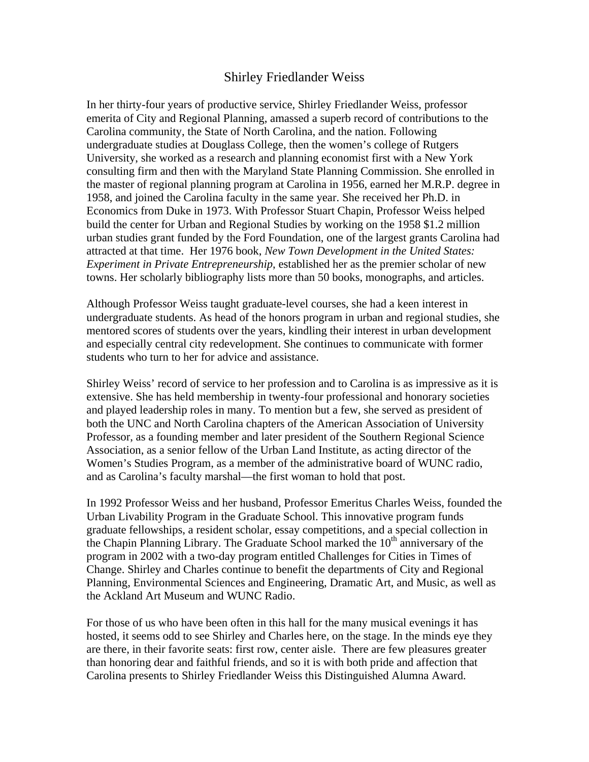# Shirley Friedlander Weiss

In her thirty-four years of productive service, Shirley Friedlander Weiss, professor emerita of City and Regional Planning, amassed a superb record of contributions to the Carolina community, the State of North Carolina, and the nation. Following undergraduate studies at Douglass College, then the women's college of Rutgers University, she worked as a research and planning economist first with a New York consulting firm and then with the Maryland State Planning Commission. She enrolled in the master of regional planning program at Carolina in 1956, earned her M.R.P. degree in 1958, and joined the Carolina faculty in the same year. She received her Ph.D. in Economics from Duke in 1973. With Professor Stuart Chapin, Professor Weiss helped build the center for Urban and Regional Studies by working on the 1958 $1.2 million urban studies grant funded by the Ford Foundation, one of the largest grants Carolina had attracted at that time. Her 1976 book, *New Town Development in the United States: Experiment in Private Entrepreneurship*, established her as the premier scholar of new towns. Her scholarly bibliography lists more than 50 books, monographs, and articles.

Although Professor Weiss taught graduate-level courses, she had a keen interest in undergraduate students. As head of the honors program in urban and regional studies, she mentored scores of students over the years, kindling their interest in urban development and especially central city redevelopment. She continues to communicate with former students who turn to her for advice and assistance.

Shirley Weiss' record of service to her profession and to Carolina is as impressive as it is extensive. She has held membership in twenty-four professional and honorary societies and played leadership roles in many. To mention but a few, she served as president of both the UNC and North Carolina chapters of the American Association of University Professor, as a founding member and later president of the Southern Regional Science Association, as a senior fellow of the Urban Land Institute, as acting director of the Women's Studies Program, as a member of the administrative board of WUNC radio, and as Carolina's faculty marshal—the first woman to hold that post.

In 1992 Professor Weiss and her husband, Professor Emeritus Charles Weiss, founded the Urban Livability Program in the Graduate School. This innovative program funds graduate fellowships, a resident scholar, essay competitions, and a special collection in the Chapin Planning Library. The Graduate School marked the 10th anniversary of the program in 2002 with a two-day program entitled Challenges for Cities in Times of Change. Shirley and Charles continue to benefit the departments of City and Regional Planning, Environmental Sciences and Engineering, Dramatic Art, and Music, as well as the Ackland Art Museum and WUNC Radio.

For those of us who have been often in this hall for the many musical evenings it has hosted, it seems odd to see Shirley and Charles here, on the stage. In the minds eye they are there, in their favorite seats: first row, center aisle. There are few pleasures greater than honoring dear and faithful friends, and so it is with both pride and affection that Carolina presents to Shirley Friedlander Weiss this Distinguished Alumna Award.